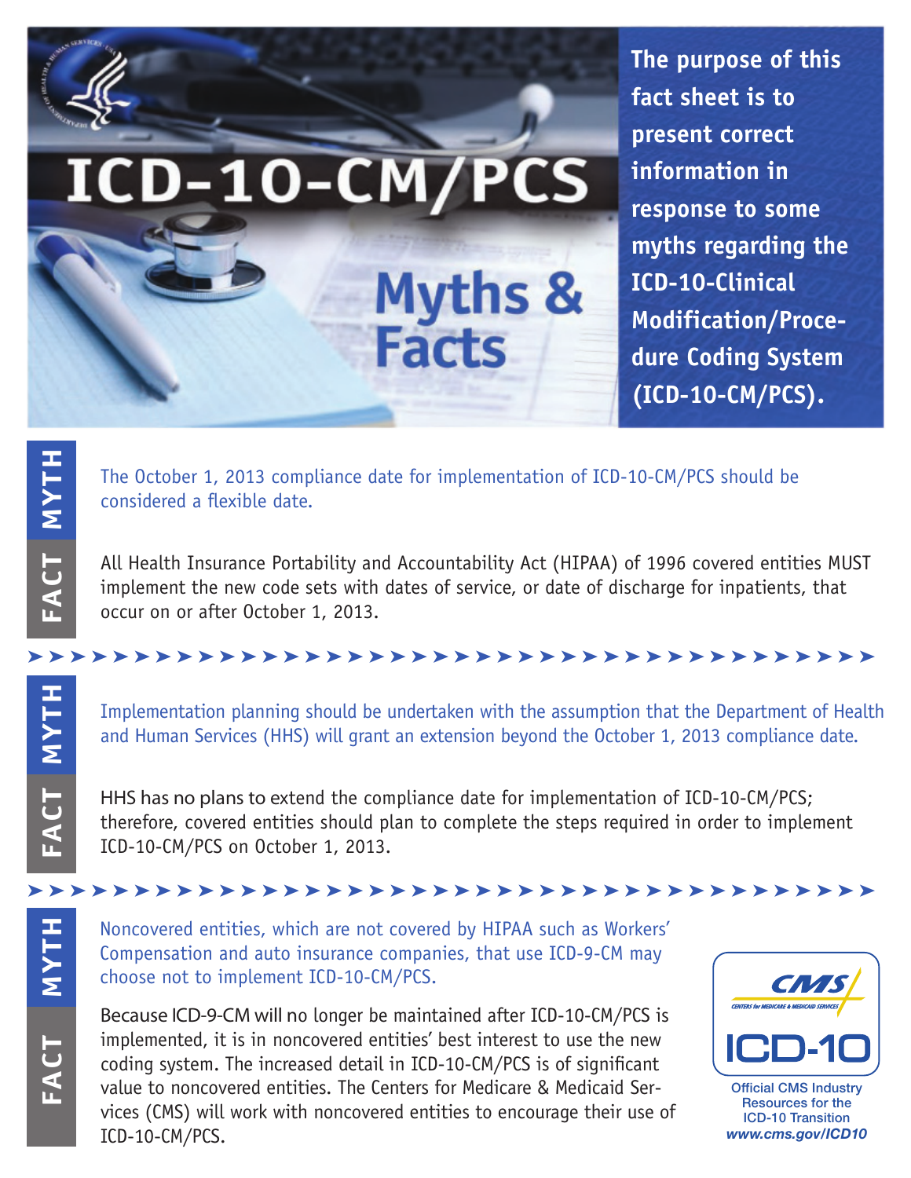# ICD-10-CM/PCS Myths & Facts

**The purpose of this fact sheet is to present correct information in response to some myths regarding the ICD-10-Clinical Modification/Procedure Coding System (ICD-10-CM/PCS).**

**MYTH**

The October 1, 2013 compliance date for implementation of ICD-10-CM/PCS should be considered a flexible date.

**FACT**

All Health Insurance Portability and Accountability Act (HIPAA) of 1996 covered entities MUST implement the new code sets with dates of service, or date of discharge for inpatients, that occur on or after October 1, 2013.

**MYTH**

Implementation planning should be undertaken with the assumption that the Department of Health and Human Services (HHS) will grant an extension beyond the October 1, 2013 compliance date.

**FACT**

HHS has no plans to extend the compliance date for implementation of ICD-10-CM/PCS; therefore, covered entities should plan to complete the steps required in order to implement ICD-10-CM/PCS on October 1, 2013.

**MYTH**

Noncovered entities, which are not covered by HIPAA such as Workers' Compensation and auto insurance companies, that use ICD-9-CM may choose not to implement ICD-10-CM/PCS.

**FACT**

Because ICD-9-CM will no longer be maintained after ICD-10-CM/PCS is implemented, it is in noncovered entities' best interest to use the new coding system. The increased detail in ICD-10-CM/PCS is of significant value to noncovered entities. The Centers for Medicare & Medicaid Services (CMS) will work with noncovered entities to encourage their use of ICD-10-CM/PCS.

CMS Centers for Medicare & Medicaid Services ICD-10

Official CMS Industry Resources for the ICD-10 Transition

*www.cms.gov/ICD10*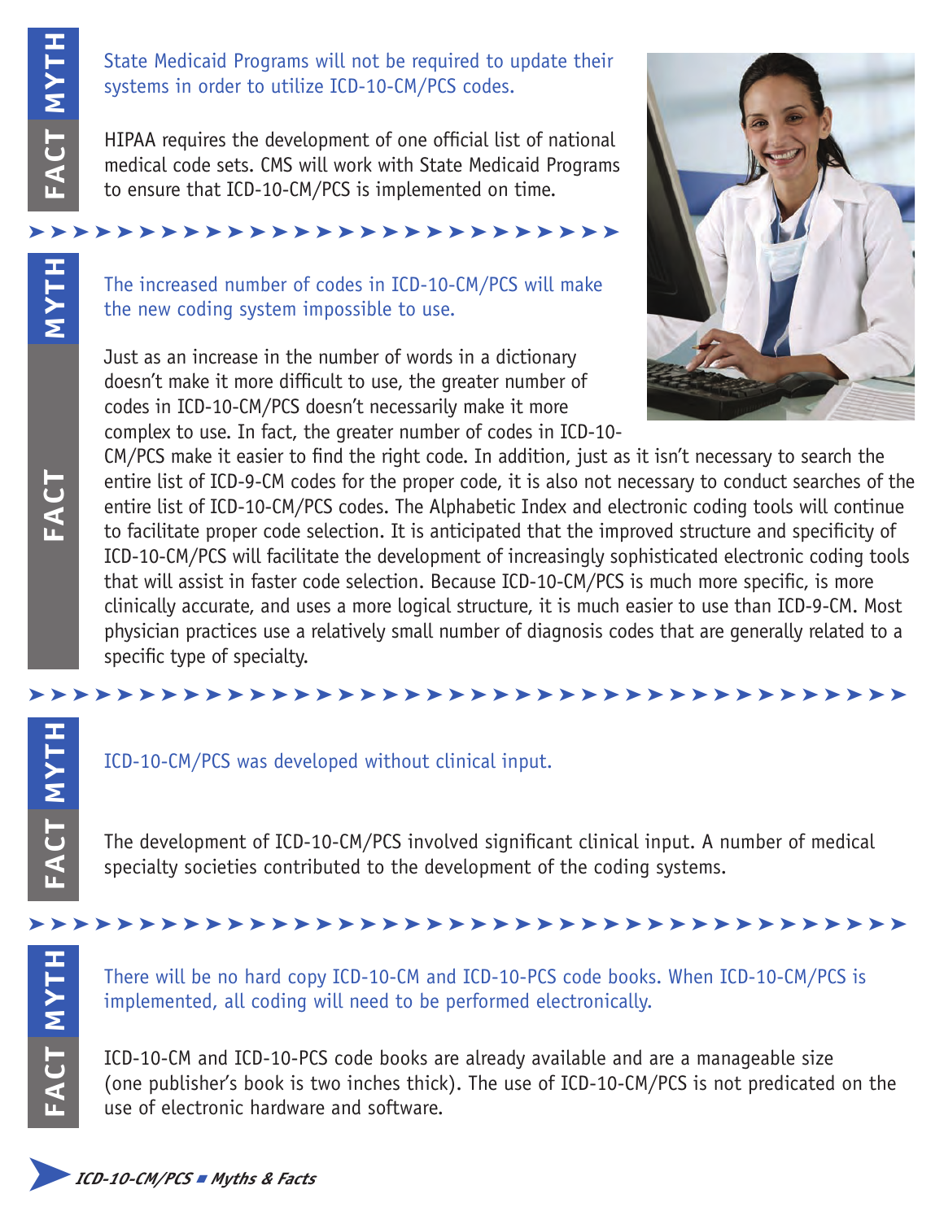**MYTH**

State Medicaid Programs will not be required to update their systems in order to utilize ICD-10-CM/PCS codes.

**FACT**

HIPAA requires the development of one official list of national medical code sets. CMS will work with State Medicaid Programs to ensure that ICD-10-CM/PCS is implemented on time.

**MYTH**

The increased number of codes in ICD-10-CM/PCS will make the new coding system impossible to use.

**FACT**

Just as an increase in the number of words in a dictionary doesn't make it more difficult to use, the greater number of codes in ICD-10-CM/PCS doesn't necessarily make it more complex to use. In fact, the greater number of codes in ICD-10-CM/PCS make it easier to find the right code. In addition, just as it isn't necessary to search the entire list of ICD-9-CM codes for the proper code, it is also not necessary to conduct searches of the entire list of ICD-10-CM/PCS codes. The Alphabetic Index and electronic coding tools will continue to facilitate proper code selection. It is anticipated that the improved structure and specificity of ICD-10-CM/PCS will facilitate the development of increasingly sophisticated electronic coding tools that will assist in faster code selection. Because ICD-10-CM/PCS is much more specific, is more clinically accurate, and uses a more logical structure, it is much easier to use than ICD-9-CM. Most physician practices use a relatively small number of diagnosis codes that are generally related to a specific type of specialty.

**MYTH**

ICD-10-CM/PCS was developed without clinical input.

**FACT**

The development of ICD-10-CM/PCS involved significant clinical input. A number of medical specialty societies contributed to the development of the coding systems.

**MYTH**

There will be no hard copy ICD-10-CM and ICD-10-PCS code books. When ICD-10-CM/PCS is implemented, all coding will need to be performed electronically.

**FACT**

ICD-10-CM and ICD-10-PCS code books are already available and are a manageable size (one publisher's book is two inches thick). The use of ICD-10-CM/PCS is not predicated on the use of electronic hardware and software.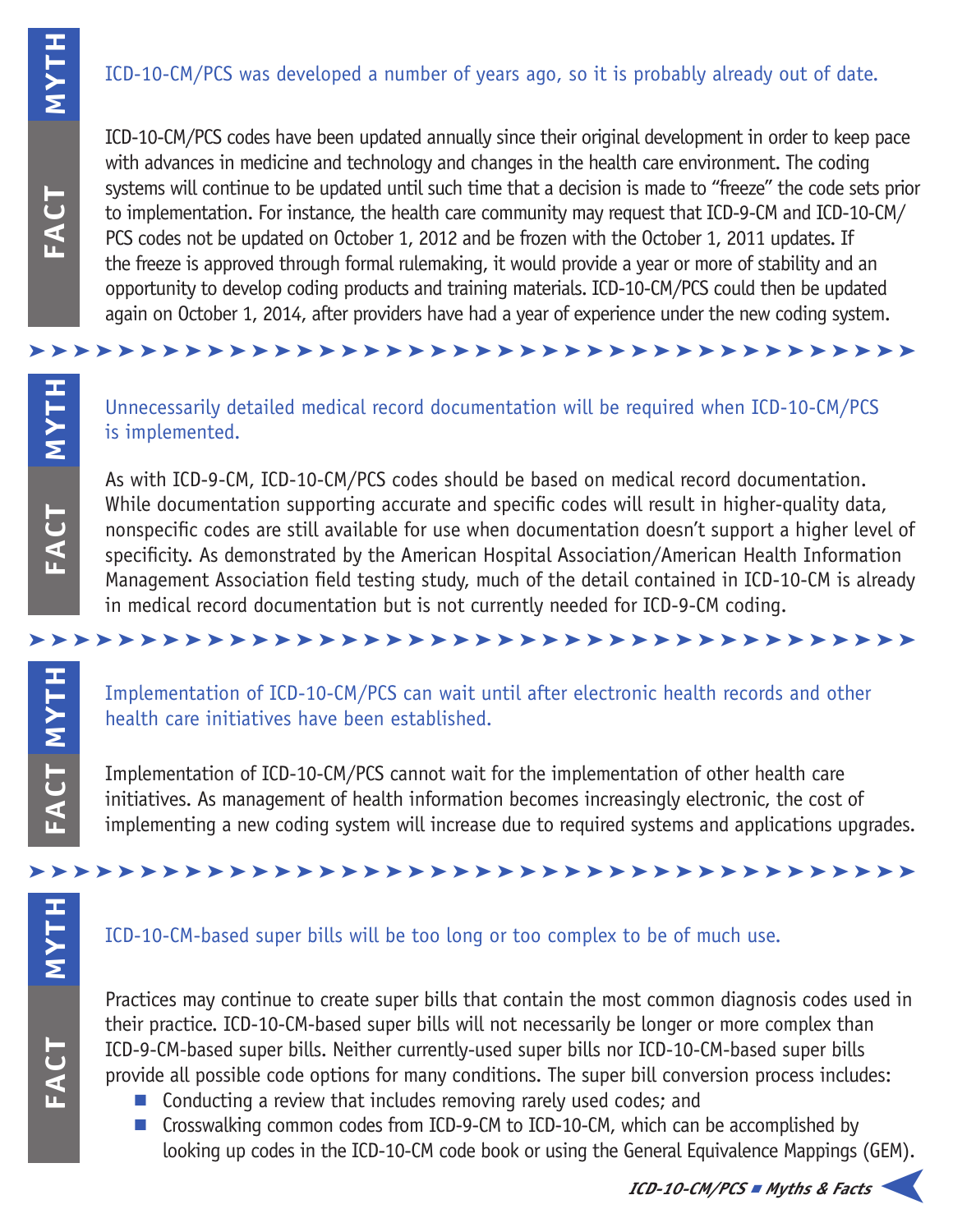**MYTH**

ICD-10-CM/PCS was developed a number of years ago, so it is probably already out of date.

**FACT**

ICD-10-CM/PCS codes have been updated annually since their original development in order to keep pace with advances in medicine and technology and changes in the health care environment. The coding systems will continue to be updated until such time that a decision is made to "freeze" the code sets prior to implementation. For instance, the health care community may request that ICD-9-CM and ICD-10-CM/PCS codes not be updated on October 1, 2012 and be frozen with the October 1, 2011 updates. If the freeze is approved through formal rulemaking, it would provide a year or more of stability and an opportunity to develop coding products and training materials. ICD-10-CM/PCS could then be updated again on October 1, 2014, after providers have had a year of experience under the new coding system.

**MYTH**

Unnecessarily detailed medical record documentation will be required when ICD-10-CM/PCS is implemented.

**FACT**

As with ICD-9-CM, ICD-10-CM/PCS codes should be based on medical record documentation. While documentation supporting accurate and specific codes will result in higher-quality data, nonspecific codes are still available for use when documentation doesn't support a higher level of specificity. As demonstrated by the American Hospital Association/American Health Information Management Association field testing study, much of the detail contained in ICD-10-CM is already in medical record documentation but is not currently needed for ICD-9-CM coding.

**MYTH**

Implementation of ICD-10-CM/PCS can wait until after electronic health records and other health care initiatives have been established.

**FACT**

Implementation of ICD-10-CM/PCS cannot wait for the implementation of other health care initiatives. As management of health information becomes increasingly electronic, the cost of implementing a new coding system will increase due to required systems and applications upgrades.

**MYTH**

ICD-10-CM-based super bills will be too long or too complex to be of much use.

**FACT**

Practices may continue to create super bills that contain the most common diagnosis codes used in their practice. ICD-10-CM-based super bills will not necessarily be longer or more complex than ICD-9-CM-based super bills. Neither currently-used super bills nor ICD-10-CM-based super bills provide all possible code options for many conditions. The super bill conversion process includes:

- Conducting a review that includes removing rarely used codes; and
- Crosswalking common codes from ICD-9-CM to ICD-10-CM, which can be accomplished by looking up codes in the ICD-10-CM code book or using the General Equivalence Mappings (GEM).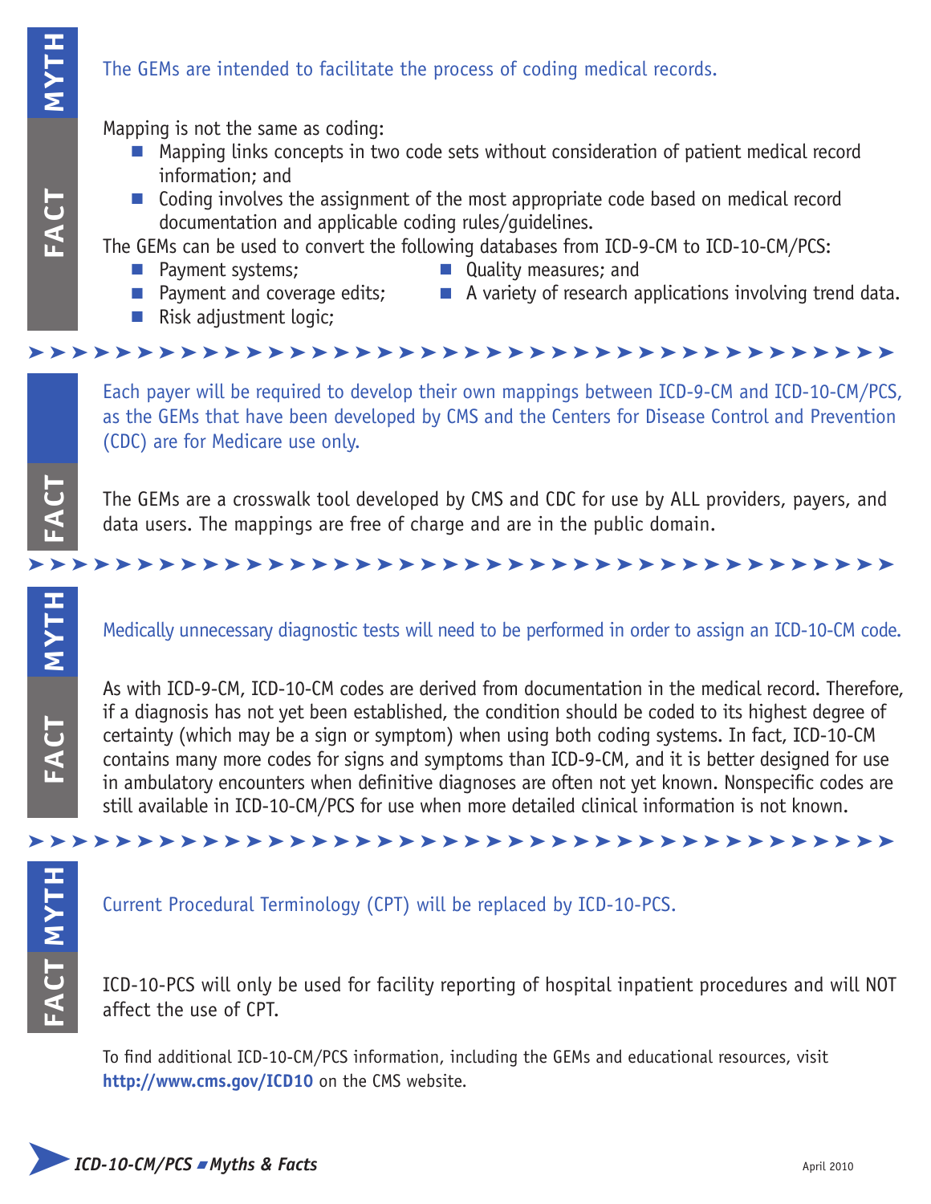**MYTH**

The GEMs are intended to facilitate the process of coding medical records.

**FACT**

Mapping is not the same as coding:

- Mapping links concepts in two code sets without consideration of patient medical record information; and
- Coding involves the assignment of the most appropriate code based on medical record documentation and applicable coding rules/guidelines.

The GEMs can be used to convert the following databases from ICD-9-CM to ICD-10-CM/PCS:

- Payment systems;
- Payment and coverage edits;
- Risk adjustment logic;
- Quality measures; and
- A variety of research applications involving trend data.

---

**MYTH**

Each payer will be required to develop their own mappings between ICD-9-CM and ICD-10-CM/PCS, as the GEMs that have been developed by CMS and the Centers for Disease Control and Prevention (CDC) are for Medicare use only.

**FACT**

The GEMs are a crosswalk tool developed by CMS and CDC for use by ALL providers, payers, and data users. The mappings are free of charge and are in the public domain.

---

**MYTH**

Medically unnecessary diagnostic tests will need to be performed in order to assign an ICD-10-CM code.

**FACT**

As with ICD-9-CM, ICD-10-CM codes are derived from documentation in the medical record. Therefore, if a diagnosis has not yet been established, the condition should be coded to its highest degree of certainty (which may be a sign or symptom) when using both coding systems. In fact, ICD-10-CM contains many more codes for signs and symptoms than ICD-9-CM, and it is better designed for use in ambulatory encounters when definitive diagnoses are often not yet known. Nonspecific codes are still available in ICD-10-CM/PCS for use when more detailed clinical information is not known.

---

**MYTH**

Current Procedural Terminology (CPT) will be replaced by ICD-10-PCS.

**FACT**

ICD-10-PCS will only be used for facility reporting of hospital inpatient procedures and will NOT affect the use of CPT.

To find additional ICD-10-CM/PCS information, including the GEMs and educational resources, visit **http://www.cms.gov/ICD10** on the CMS website.

*ICD-10-CM/PCS ▪ Myths & Facts* April 2010